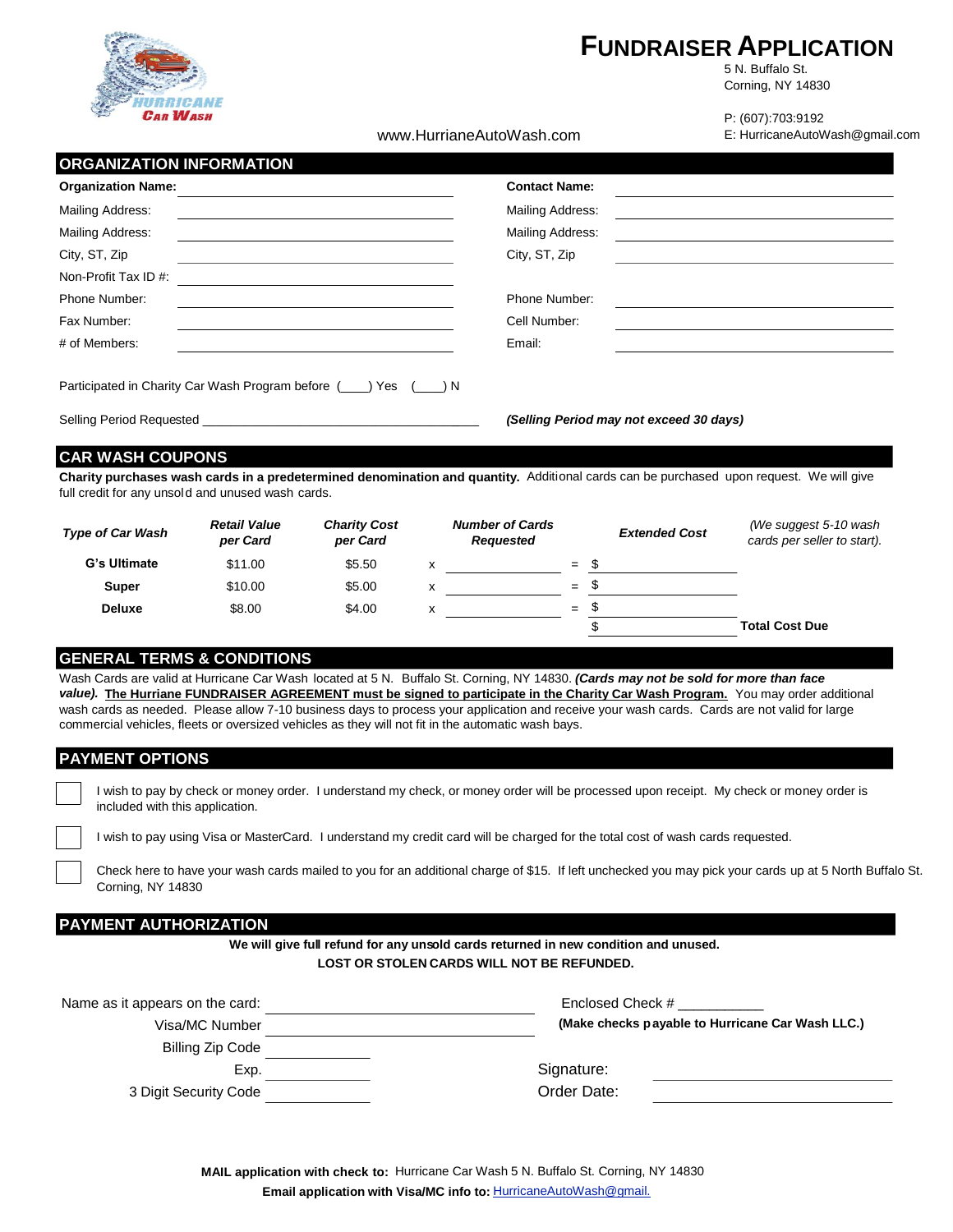# Fundraiser Application

5 N. Buffalo St.
Corning, NY 14830

P: (607):703:9192
E: HurricaneAutoWash@gmail.com

www.HurrianeAutoWash.com

## ORGANIZATION INFORMATION

**Organization Name:** ______________________

Mailing Address: ______________________

Mailing Address: ______________________

City, ST, Zip ______________________

Non-Profit Tax ID #: ______________________

Phone Number: ______________________

Fax Number: ______________________

# of Members: ______________________

**Contact Name:** ______________________

Mailing Address: ______________________

Mailing Address: ______________________

City, ST, Zip ______________________

Phone Number: ______________________

Cell Number: ______________________

Email: ______________________

Participated in Charity Car Wash Program before (\_\_\_\_) Yes (\_\_\_\_) N

Selling Period Requested ______________________ ***(Selling Period may not exceed 30 days)***

## CAR WASH COUPONS

**Charity purchases wash cards in a predetermined denomination and quantity.** Additional cards can be purchased upon request. We will give full credit for any unsold and unused wash cards.

| *Type of Car Wash* | *Retail Value per Card* | *Charity Cost per Card* | | *Number of Cards Requested* | | *Extended Cost* | *(We suggest 5-10 wash cards per seller to start).* |
|---|---|---|---|---|---|---|---|
| **G's Ultimate** | $11.00 | $5.50 | x | \_\_\_\_\_\_\_\_ | = | $ \_\_\_\_\_\_\_\_ | |
| **Super** | $10.00 | $5.00 | x | \_\_\_\_\_\_\_\_ | = | $ \_\_\_\_\_\_\_\_ | |
| **Deluxe** | $8.00 | $4.00 | x | \_\_\_\_\_\_\_\_ | = | $ \_\_\_\_\_\_\_\_ | |
| | | | | | | $ \_\_\_\_\_\_\_\_ | **Total Cost Due** |

## GENERAL TERMS & CONDITIONS

Wash Cards are valid at Hurricane Car Wash located at 5 N. Buffalo St. Corning, NY 14830. ***(Cards may not be sold for more than face value).*** **The Hurriane FUNDRAISER AGREEMENT must be signed to participate in the Charity Car Wash Program.** You may order additional wash cards as needed. Please allow 7-10 business days to process your application and receive your wash cards. Cards are not valid for large commercial vehicles, fleets or oversized vehicles as they will not fit in the automatic wash bays.

## PAYMENT OPTIONS

☐ I wish to pay by check or money order. I understand my check, or money order will be processed upon receipt. My check or money order is included with this application.

☐ I wish to pay using Visa or MasterCard. I understand my credit card will be charged for the total cost of wash cards requested.

☐ Check here to have your wash cards mailed to you for an additional charge of $15. If left unchecked you may pick your cards up at 5 North Buffalo St. Corning, NY 14830

## PAYMENT AUTHORIZATION

**We will give full refund for any unsold cards returned in new condition and unused.**
**LOST OR STOLEN CARDS WILL NOT BE REFUNDED.**

Name as it appears on the card: ______________________

Visa/MC Number ______________________

Billing Zip Code ______________________

Exp. ______________________

3 Digit Security Code ______________________

Enclosed Check # \_\_\_\_\_\_\_\_\_\_\_

**(Make checks payable to Hurricane Car Wash LLC.)**

Signature: ______________________

Order Date: ______________________

**MAIL application with check to:** Hurricane Car Wash 5 N. Buffalo St. Corning, NY 14830

**Email application with Visa/MC info to:** HurricaneAutoWash@gmail.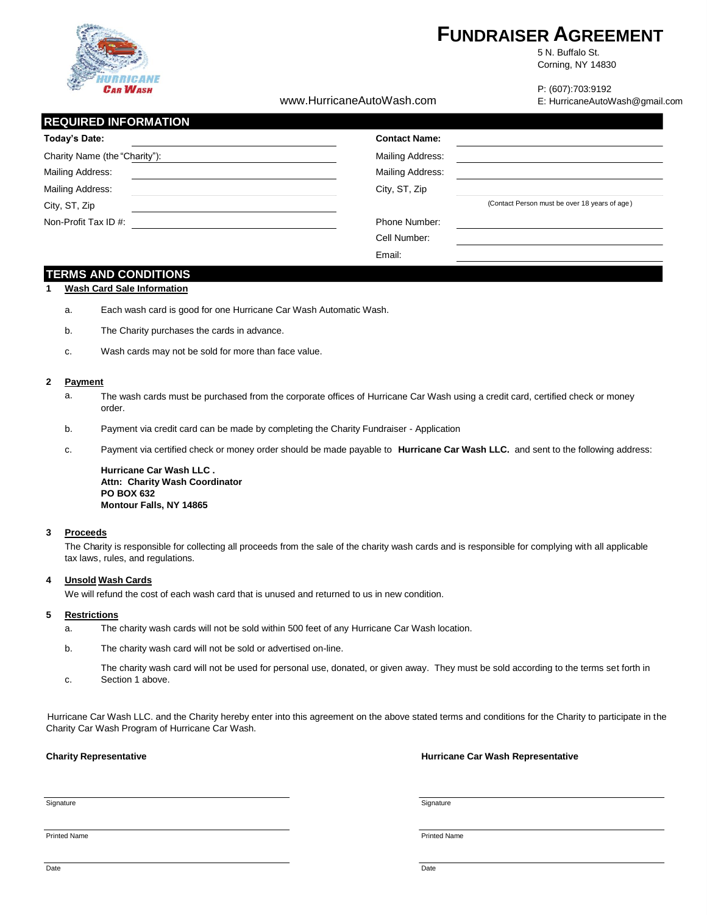# FUNDRAISER AGREEMENT

5 N. Buffalo St.
Corning, NY 14830

P: (607):703:9192
E: HurricaneAutoWash@gmail.com

www.HurricaneAutoWash.com

## REQUIRED INFORMATION

| | | | |
|---|---|---|---|
| **Today's Date:** | | **Contact Name:** | |
| Charity Name (the "Charity"): | | Mailing Address: | |
| Mailing Address: | | Mailing Address: | |
| Mailing Address: | | City, ST, Zip | |
| City, ST, Zip | | | (Contact Person must be over 18 years of age) |
| Non-Profit Tax ID #: | | Phone Number: | |
| | | Cell Number: | |
| | | Email: | |

## TERMS AND CONDITIONS

**1 Wash Card Sale Information**

a. Each wash card is good for one Hurricane Car Wash Automatic Wash.

b. The Charity purchases the cards in advance.

c. Wash cards may not be sold for more than face value.

**2 Payment**

a. The wash cards must be purchased from the corporate offices of Hurricane Car Wash using a credit card, certified check or money order.

b. Payment via credit card can be made by completing the Charity Fundraiser - Application

c. Payment via certified check or money order should be made payable to **Hurricane Car Wash LLC.** and sent to the following address:

**Hurricane Car Wash LLC .**
**Attn: Charity Wash Coordinator**
**PO BOX 632**
**Montour Falls, NY 14865**

**3 Proceeds**

The Charity is responsible for collecting all proceeds from the sale of the charity wash cards and is responsible for complying with all applicable tax laws, rules, and regulations.

**4 Unsold Wash Cards**

We will refund the cost of each wash card that is unused and returned to us in new condition.

**5 Restrictions**

a. The charity wash cards will not be sold within 500 feet of any Hurricane Car Wash location.

b. The charity wash card will not be sold or advertised on-line.

c. The charity wash card will not be used for personal use, donated, or given away. They must be sold according to the terms set forth in Section 1 above.

Hurricane Car Wash LLC. and the Charity hereby enter into this agreement on the above stated terms and conditions for the Charity to participate in the Charity Car Wash Program of Hurricane Car Wash.

**Charity Representative**

Signature

Printed Name

Date

**Hurricane Car Wash Representative**

Signature

Printed Name

Date